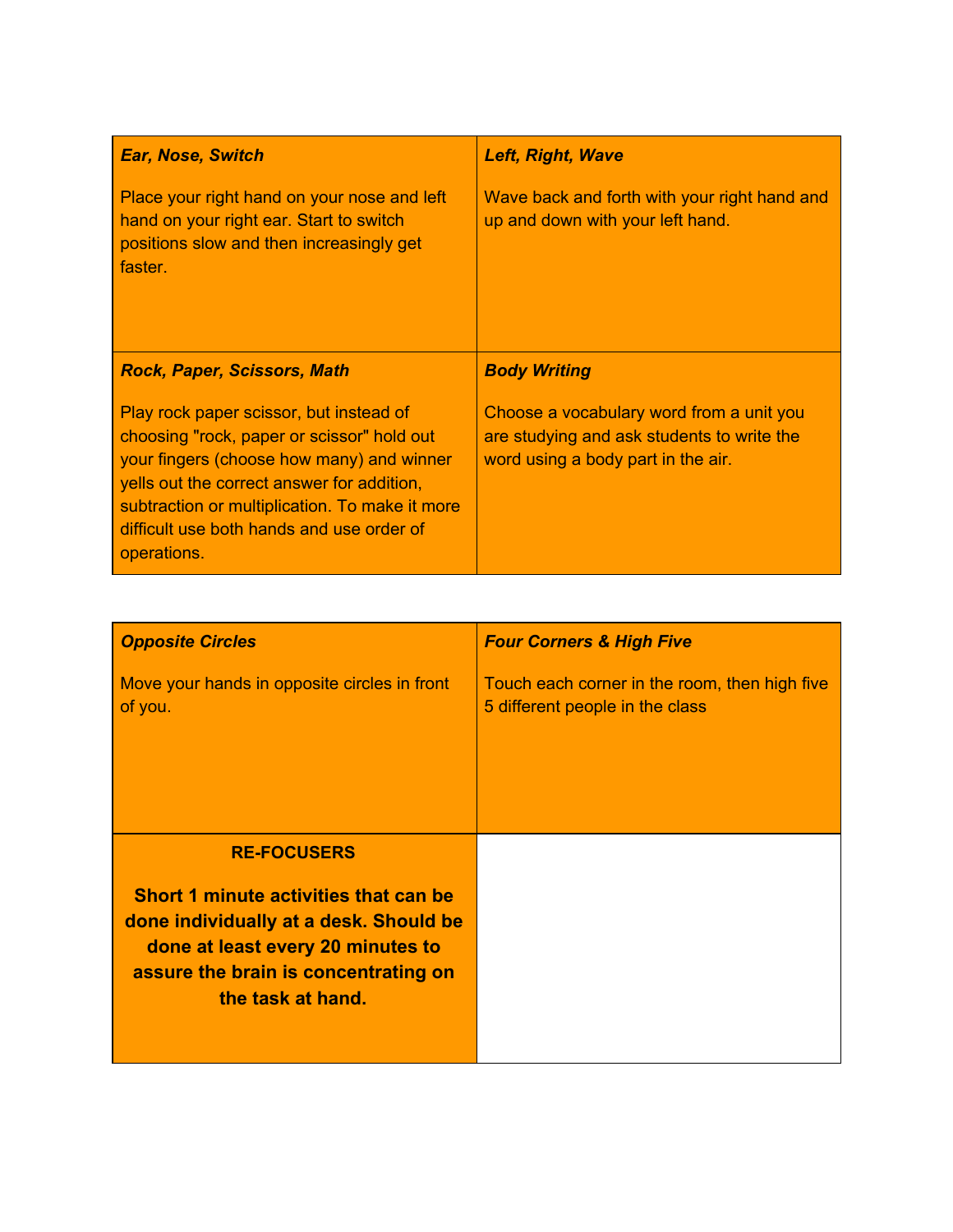| ***Ear, Nose, Switch***<br><br>Place your right hand on your nose and left hand on your right ear. Start to switch positions slow and then increasingly get faster. | ***Left, Right, Wave***<br><br>Wave back and forth with your right hand and up and down with your left hand. |
|---|---|
| ***Rock, Paper, Scissors, Math***<br><br>Play rock paper scissor, but instead of choosing "rock, paper or scissor" hold out your fingers (choose how many) and winner yells out the correct answer for addition, subtraction or multiplication. To make it more difficult use both hands and use order of operations. | ***Body Writing***<br><br>Choose a vocabulary word from a unit you are studying and ask students to write the word using a body part in the air. |

| ***Opposite Circles***<br><br>Move your hands in opposite circles in front of you. | ***Four Corners & High Five***<br><br>Touch each corner in the room, then high five 5 different people in the class |
|---|---|
| **RE-FOCUSERS**<br><br>**Short 1 minute activities that can be done individually at a desk. Should be done at least every 20 minutes to assure the brain is concentrating on the task at hand.** | |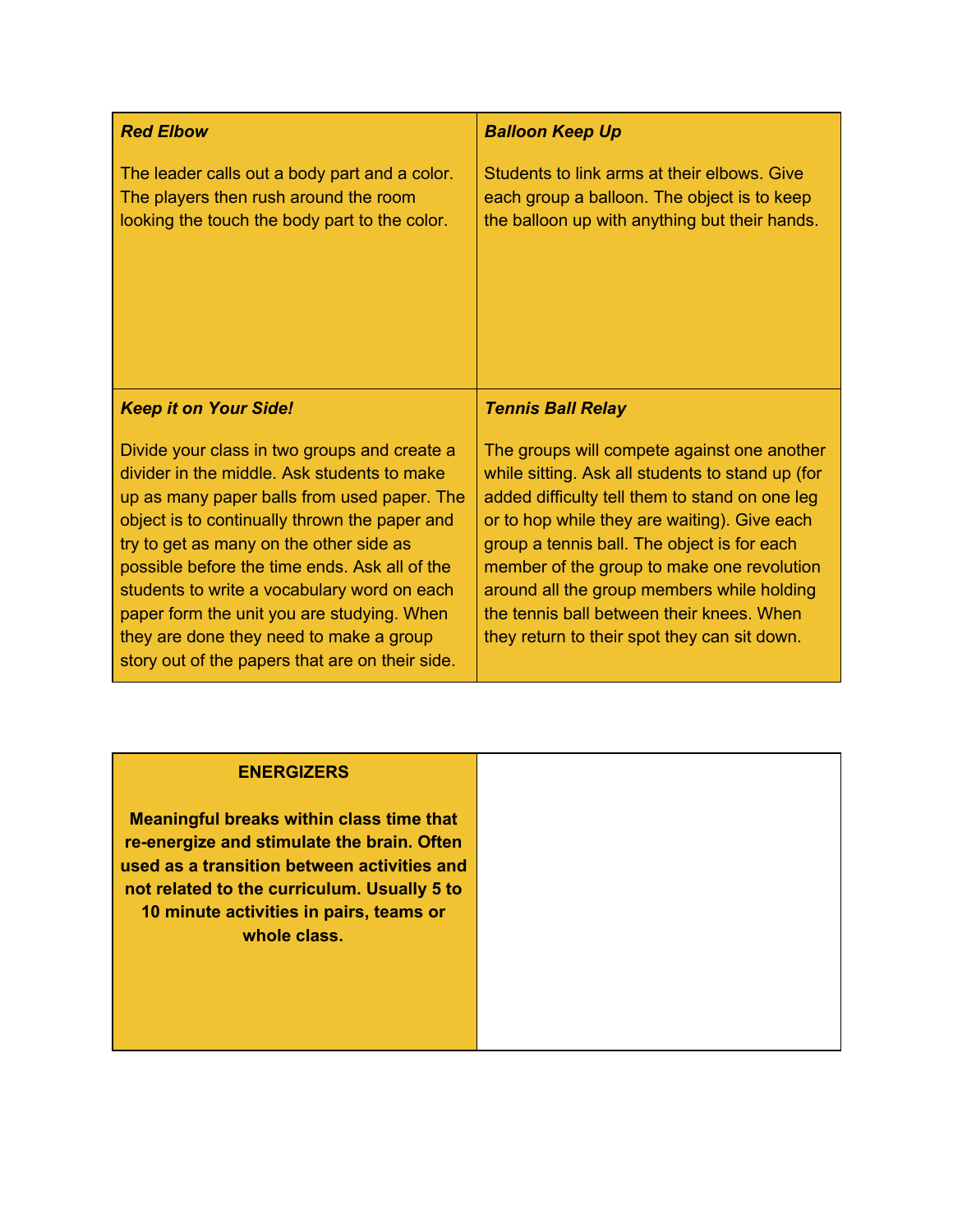| ***Red Elbow***<br><br>The leader calls out a body part and a color. The players then rush around the room looking the touch the body part to the color. | ***Balloon Keep Up***<br><br>Students to link arms at their elbows. Give each group a balloon. The object is to keep the balloon up with anything but their hands. |
|---|---|
| ***Keep it on Your Side!***<br><br>Divide your class in two groups and create a divider in the middle. Ask students to make up as many paper balls from used paper. The object is to continually thrown the paper and try to get as many on the other side as possible before the time ends. Ask all of the students to write a vocabulary word on each paper form the unit you are studying. When they are done they need to make a group story out of the papers that are on their side. | ***Tennis Ball Relay***<br><br>The groups will compete against one another while sitting. Ask all students to stand up (for added difficulty tell them to stand on one leg or to hop while they are waiting). Give each group a tennis ball. The object is for each member of the group to make one revolution around all the group members while holding the tennis ball between their knees. When they return to their spot they can sit down. |

| **ENERGIZERS**<br><br>**Meaningful breaks within class time that re-energize and stimulate the brain. Often used as a transition between activities and not related to the curriculum. Usually 5 to 10 minute activities in pairs, teams or whole class.** | |
|---|---|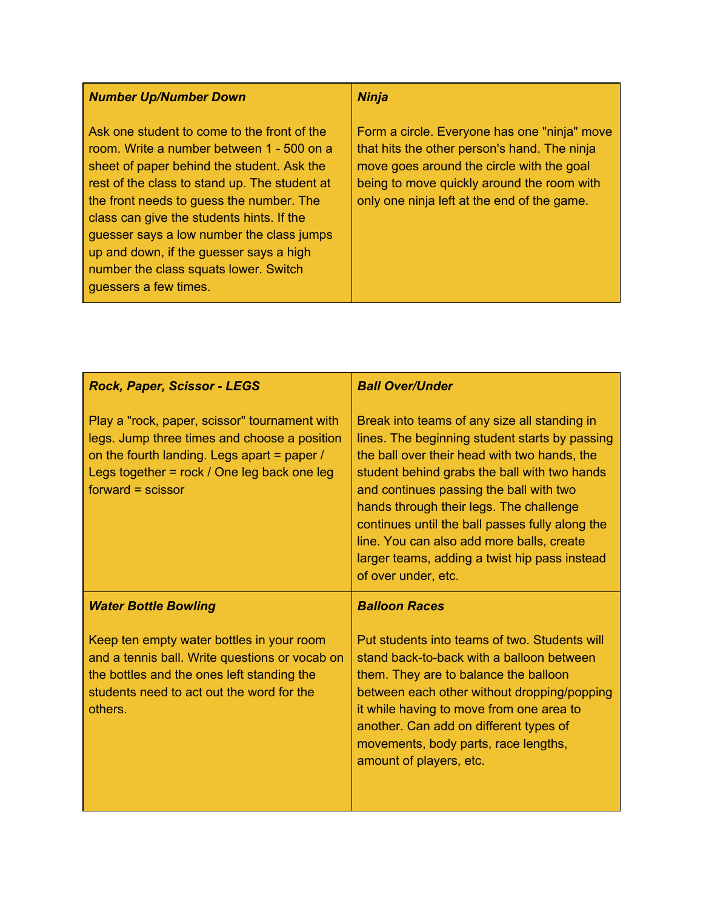**_Number Up/Number Down_**

Ask one student to come to the front of the room. Write a number between 1 - 500 on a sheet of paper behind the student. Ask the rest of the class to stand up. The student at the front needs to guess the number. The class can give the students hints. If the guesser says a low number the class jumps up and down, if the guesser says a high number the class squats lower. Switch guessers a few times.

**_Ninja_**

Form a circle. Everyone has one "ninja" move that hits the other person's hand. The ninja move goes around the circle with the goal being to move quickly around the room with only one ninja left at the end of the game.

**_Rock, Paper, Scissor - LEGS_**

Play a "rock, paper, scissor" tournament with legs. Jump three times and choose a position on the fourth landing. Legs apart = paper / Legs together = rock / One leg back one leg forward = scissor

**_Ball Over/Under_**

Break into teams of any size all standing in lines. The beginning student starts by passing the ball over their head with two hands, the student behind grabs the ball with two hands and continues passing the ball with two hands through their legs. The challenge continues until the ball passes fully along the line. You can also add more balls, create larger teams, adding a twist hip pass instead of over under, etc.

**_Water Bottle Bowling_**

Keep ten empty water bottles in your room and a tennis ball. Write questions or vocab on the bottles and the ones left standing the students need to act out the word for the others.

**_Balloon Races_**

Put students into teams of two. Students will stand back-to-back with a balloon between them. They are to balance the balloon between each other without dropping/popping it while having to move from one area to another. Can add on different types of movements, body parts, race lengths, amount of players, etc.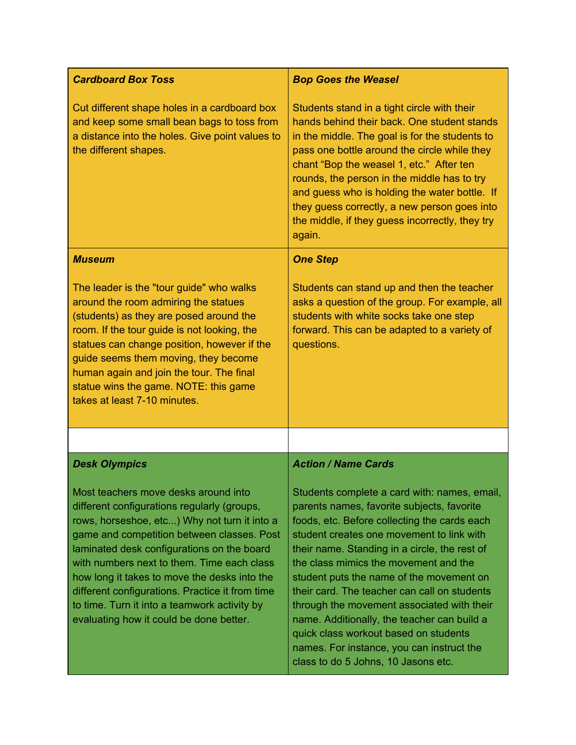| *Cardboard Box Toss* | *Bop Goes the Weasel* |
|---|---|
| Cut different shape holes in a cardboard box and keep some small bean bags to toss from a distance into the holes. Give point values to the different shapes. | Students stand in a tight circle with their hands behind their back. One student stands in the middle. The goal is for the students to pass one bottle around the circle while they chant "Bop the weasel 1, etc." After ten rounds, the person in the middle has to try and guess who is holding the water bottle. If they guess correctly, a new person goes into the middle, if they guess incorrectly, they try again. |
| ***Museum*** The leader is the "tour guide" who walks around the room admiring the statues (students) as they are posed around the room. If the tour guide is not looking, the statues can change position, however if the guide seems them moving, they become human again and join the tour. The final statue wins the game. NOTE: this game takes at least 7-10 minutes. | ***One Step*** Students can stand up and then the teacher asks a question of the group. For example, all students with white socks take one step forward. This can be adapted to a variety of questions. |
| | |
| ***Desk Olympics*** Most teachers move desks around into different configurations regularly (groups, rows, horseshoe, etc...) Why not turn it into a game and competition between classes. Post laminated desk configurations on the board with numbers next to them. Time each class how long it takes to move the desks into the different configurations. Practice it from time to time. Turn it into a teamwork activity by evaluating how it could be done better. | ***Action / Name Cards*** Students complete a card with: names, email, parents names, favorite subjects, favorite foods, etc. Before collecting the cards each student creates one movement to link with their name. Standing in a circle, the rest of the class mimics the movement and the student puts the name of the movement on their card. The teacher can call on students through the movement associated with their name. Additionally, the teacher can build a quick class workout based on students names. For instance, you can instruct the class to do 5 Johns, 10 Jasons etc. |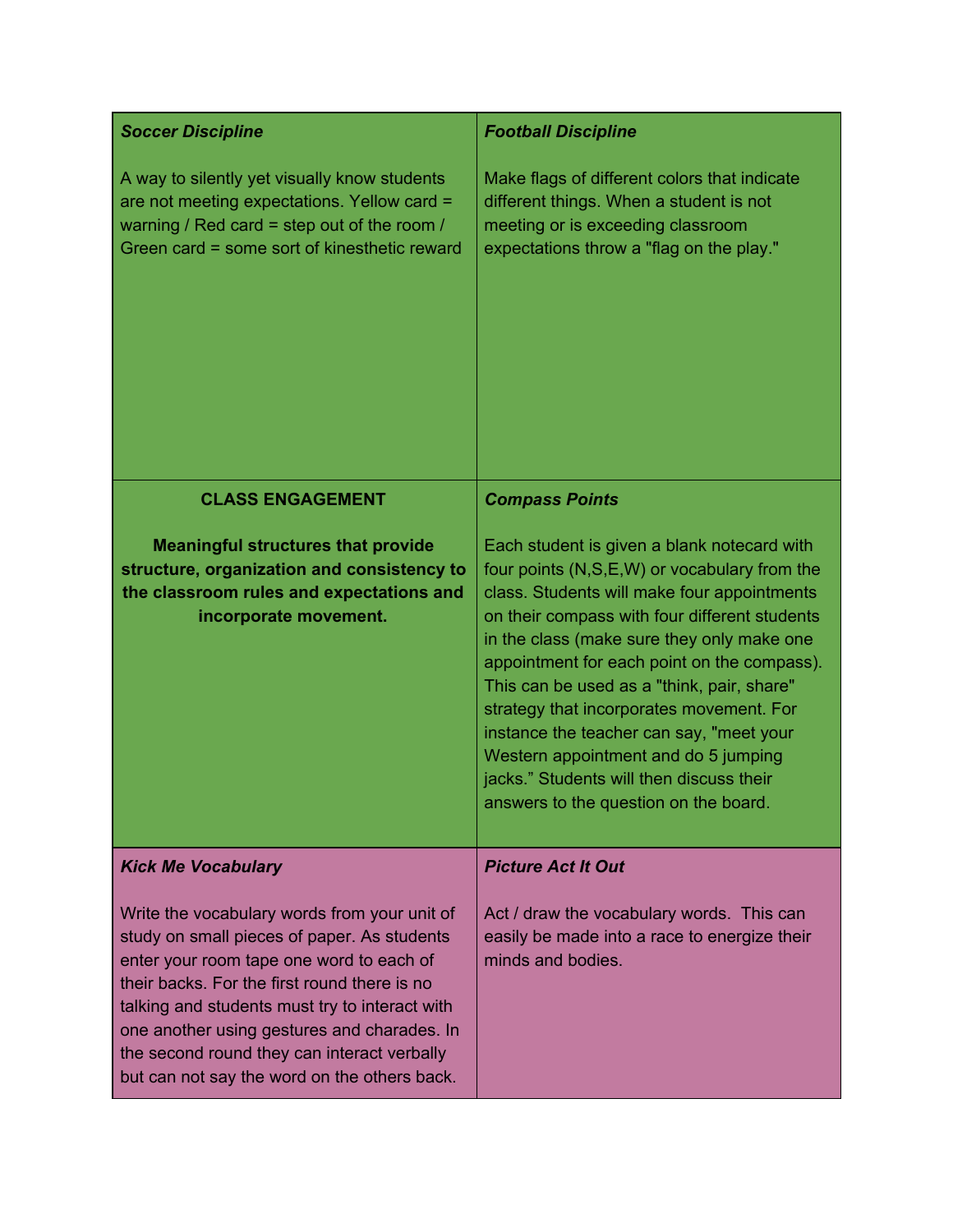| ***Soccer Discipline***<br><br>A way to silently yet visually know students are not meeting expectations. Yellow card = warning / Red card = step out of the room / Green card = some sort of kinesthetic reward | ***Football Discipline***<br><br>Make flags of different colors that indicate different things. When a student is not meeting or is exceeding classroom expectations throw a "flag on the play." |
|---|---|
| **CLASS ENGAGEMENT**<br><br>**Meaningful structures that provide structure, organization and consistency to the classroom rules and expectations and incorporate movement.** | ***Compass Points***<br><br>Each student is given a blank notecard with four points (N,S,E,W) or vocabulary from the class. Students will make four appointments on their compass with four different students in the class (make sure they only make one appointment for each point on the compass). This can be used as a "think, pair, share" strategy that incorporates movement. For instance the teacher can say, "meet your Western appointment and do 5 jumping jacks." Students will then discuss their answers to the question on the board. |
| ***Kick Me Vocabulary***<br><br>Write the vocabulary words from your unit of study on small pieces of paper. As students enter your room tape one word to each of their backs. For the first round there is no talking and students must try to interact with one another using gestures and charades. In the second round they can interact verbally but can not say the word on the others back. | ***Picture Act It Out***<br><br>Act / draw the vocabulary words. This can easily be made into a race to energize their minds and bodies. |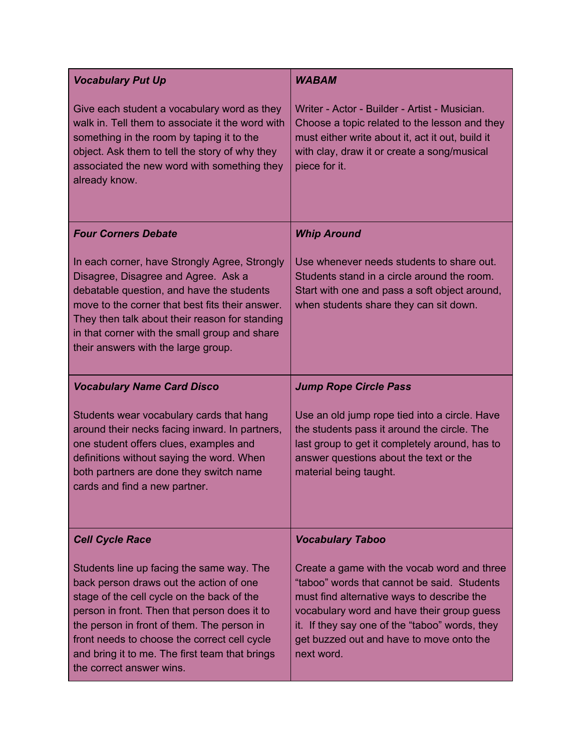| *Vocabulary Put Up*<br><br>Give each student a vocabulary word as they walk in. Tell them to associate it the word with something in the room by taping it to the object. Ask them to tell the story of why they associated the new word with something they already know. | *WABAM*<br><br>Writer - Actor - Builder - Artist - Musician. Choose a topic related to the lesson and they must either write about it, act it out, build it with clay, draw it or create a song/musical piece for it. |
|---|---|
| *Four Corners Debate*<br><br>In each corner, have Strongly Agree, Strongly Disagree, Disagree and Agree. Ask a debatable question, and have the students move to the corner that best fits their answer. They then talk about their reason for standing in that corner with the small group and share their answers with the large group. | *Whip Around*<br><br>Use whenever needs students to share out. Students stand in a circle around the room. Start with one and pass a soft object around, when students share they can sit down. |
| *Vocabulary Name Card Disco*<br><br>Students wear vocabulary cards that hang around their necks facing inward. In partners, one student offers clues, examples and definitions without saying the word. When both partners are done they switch name cards and find a new partner. | *Jump Rope Circle Pass*<br><br>Use an old jump rope tied into a circle. Have the students pass it around the circle. The last group to get it completely around, has to answer questions about the text or the material being taught. |
| *Cell Cycle Race*<br><br>Students line up facing the same way. The back person draws out the action of one stage of the cell cycle on the back of the person in front. Then that person does it to the person in front of them. The person in front needs to choose the correct cell cycle and bring it to me. The first team that brings the correct answer wins. | *Vocabulary Taboo*<br><br>Create a game with the vocab word and three "taboo" words that cannot be said. Students must find alternative ways to describe the vocabulary word and have their group guess it. If they say one of the "taboo" words, they get buzzed out and have to move onto the next word. |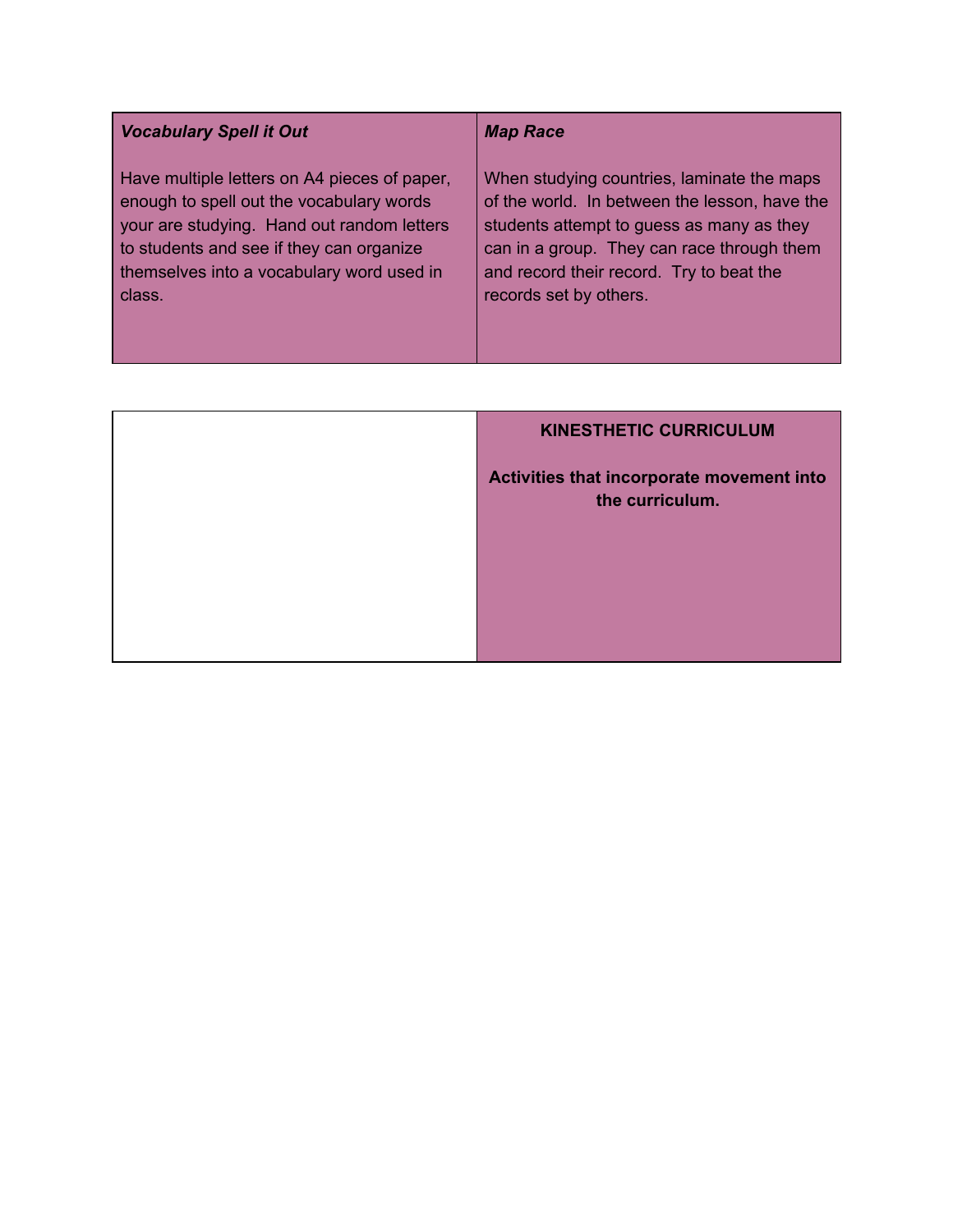| | |
|---|---|
| ***Vocabulary Spell it Out***<br><br>Have multiple letters on A4 pieces of paper, enough to spell out the vocabulary words your are studying.  Hand out random letters to students and see if they can organize themselves into a vocabulary word used in class. | ***Map Race***<br><br>When studying countries, laminate the maps of the world.  In between the lesson, have the students attempt to guess as many as they can in a group.  They can race through them and record their record.  Try to beat the records set by others. |

| | |
|---|---|
| | **KINESTHETIC CURRICULUM**<br><br>**Activities that incorporate movement into the curriculum.** |